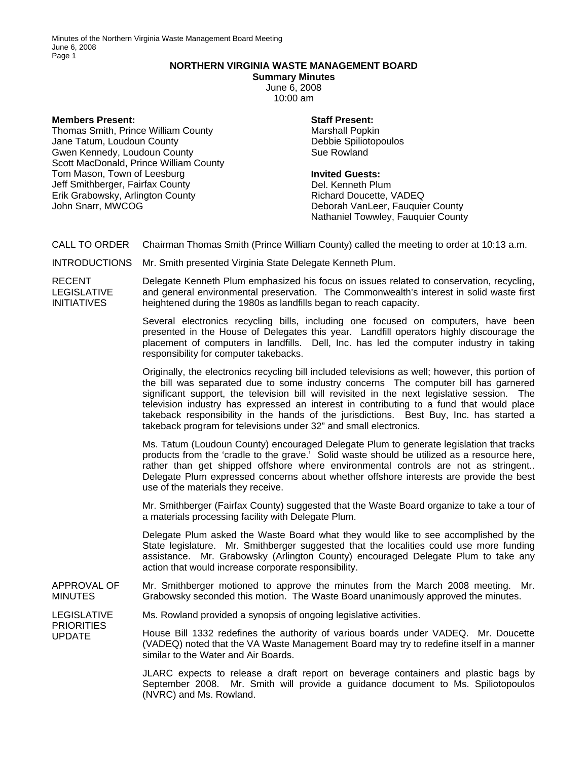# NORTHERN VIRGINIA WASTE MANAGEMENT BOARD

**Summary Minutes**

June 6, 2008

10:00 am

**Members Present:**

Thomas Smith, Prince William County
Jane Tatum, Loudoun County
Gwen Kennedy, Loudoun County
Scott MacDonald, Prince William County
Tom Mason, Town of Leesburg
Jeff Smithberger, Fairfax County
Erik Grabowsky, Arlington County
John Snarr, MWCOG

**Staff Present:**

Marshall Popkin
Debbie Spiliotopoulos
Sue Rowland

**Invited Guests:**

Del. Kenneth Plum
Richard Doucette, VADEQ
Deborah VanLeer, Fauquier County
Nathaniel Towwley, Fauquier County

**CALL TO ORDER**

Chairman Thomas Smith (Prince William County) called the meeting to order at 10:13 a.m.

**INTRODUCTIONS**

Mr. Smith presented Virginia State Delegate Kenneth Plum.

**RECENT LEGISLATIVE INITIATIVES**

Delegate Kenneth Plum emphasized his focus on issues related to conservation, recycling, and general environmental preservation. The Commonwealth's interest in solid waste first heightened during the 1980s as landfills began to reach capacity.

Several electronics recycling bills, including one focused on computers, have been presented in the House of Delegates this year. Landfill operators highly discourage the placement of computers in landfills. Dell, Inc. has led the computer industry in taking responsibility for computer takebacks.

Originally, the electronics recycling bill included televisions as well; however, this portion of the bill was separated due to some industry concerns The computer bill has garnered significant support, the television bill will revisited in the next legislative session. The television industry has expressed an interest in contributing to a fund that would place takeback responsibility in the hands of the jurisdictions. Best Buy, Inc. has started a takeback program for televisions under 32" and small electronics.

Ms. Tatum (Loudoun County) encouraged Delegate Plum to generate legislation that tracks products from the 'cradle to the grave.' Solid waste should be utilized as a resource here, rather than get shipped offshore where environmental controls are not as stringent.. Delegate Plum expressed concerns about whether offshore interests are provide the best use of the materials they receive.

Mr. Smithberger (Fairfax County) suggested that the Waste Board organize to take a tour of a materials processing facility with Delegate Plum.

Delegate Plum asked the Waste Board what they would like to see accomplished by the State legislature. Mr. Smithberger suggested that the localities could use more funding assistance. Mr. Grabowsky (Arlington County) encouraged Delegate Plum to take any action that would increase corporate responsibility.

**APPROVAL OF MINUTES**

Mr. Smithberger motioned to approve the minutes from the March 2008 meeting. Mr. Grabowsky seconded this motion. The Waste Board unanimously approved the minutes.

**LEGISLATIVE PRIORITIES UPDATE**

Ms. Rowland provided a synopsis of ongoing legislative activities.

House Bill 1332 redefines the authority of various boards under VADEQ. Mr. Doucette (VADEQ) noted that the VA Waste Management Board may try to redefine itself in a manner similar to the Water and Air Boards.

JLARC expects to release a draft report on beverage containers and plastic bags by September 2008. Mr. Smith will provide a guidance document to Ms. Spiliotopoulos (NVRC) and Ms. Rowland.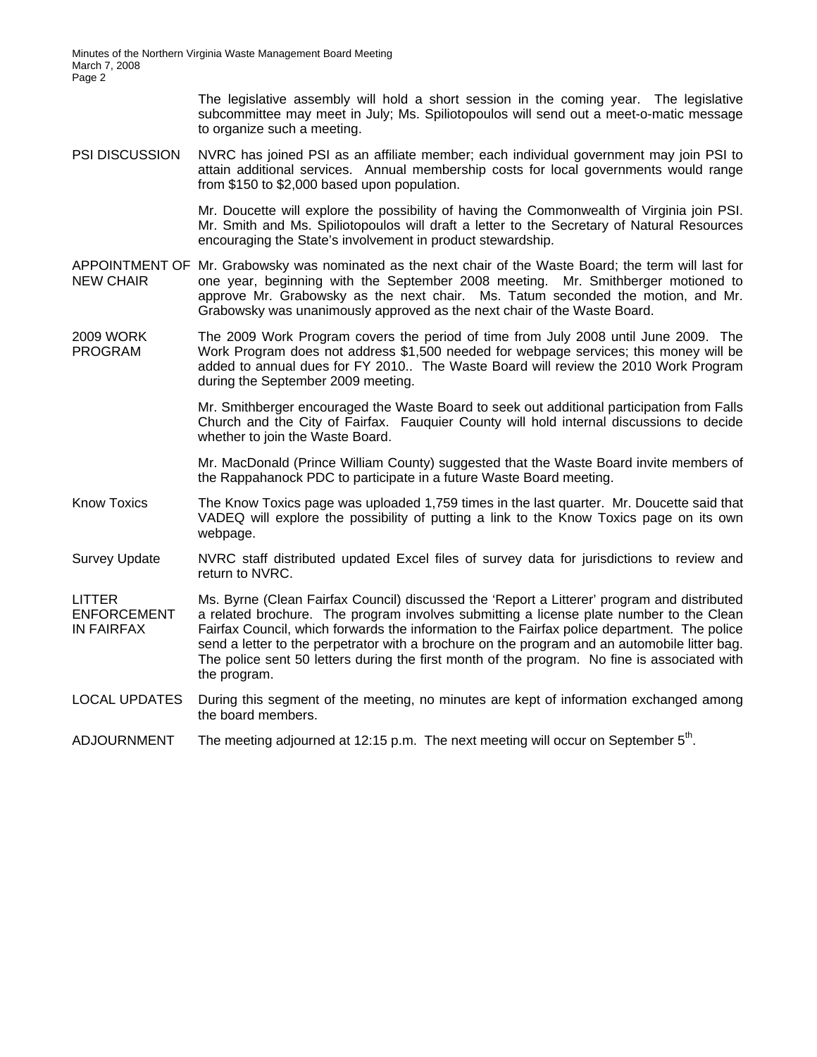The legislative assembly will hold a short session in the coming year. The legislative subcommittee may meet in July; Ms. Spiliotopoulos will send out a meet-o-matic message to organize such a meeting.

**PSI DISCUSSION**

NVRC has joined PSI as an affiliate member; each individual government may join PSI to attain additional services. Annual membership costs for local governments would range from $150 to $2,000 based upon population.

Mr. Doucette will explore the possibility of having the Commonwealth of Virginia join PSI. Mr. Smith and Ms. Spiliotopoulos will draft a letter to the Secretary of Natural Resources encouraging the State's involvement in product stewardship.

**APPOINTMENT OF NEW CHAIR**

Mr. Grabowsky was nominated as the next chair of the Waste Board; the term will last for one year, beginning with the September 2008 meeting. Mr. Smithberger motioned to approve Mr. Grabowsky as the next chair. Ms. Tatum seconded the motion, and Mr. Grabowsky was unanimously approved as the next chair of the Waste Board.

**2009 WORK PROGRAM**

The 2009 Work Program covers the period of time from July 2008 until June 2009. The Work Program does not address $1,500 needed for webpage services; this money will be added to annual dues for FY 2010.. The Waste Board will review the 2010 Work Program during the September 2009 meeting.

Mr. Smithberger encouraged the Waste Board to seek out additional participation from Falls Church and the City of Fairfax. Fauquier County will hold internal discussions to decide whether to join the Waste Board.

Mr. MacDonald (Prince William County) suggested that the Waste Board invite members of the Rappahanock PDC to participate in a future Waste Board meeting.

**Know Toxics**

The Know Toxics page was uploaded 1,759 times in the last quarter. Mr. Doucette said that VADEQ will explore the possibility of putting a link to the Know Toxics page on its own webpage.

**Survey Update**

NVRC staff distributed updated Excel files of survey data for jurisdictions to review and return to NVRC.

**LITTER ENFORCEMENT IN FAIRFAX**

Ms. Byrne (Clean Fairfax Council) discussed the 'Report a Litterer' program and distributed a related brochure. The program involves submitting a license plate number to the Clean Fairfax Council, which forwards the information to the Fairfax police department. The police send a letter to the perpetrator with a brochure on the program and an automobile litter bag. The police sent 50 letters during the first month of the program. No fine is associated with the program.

**LOCAL UPDATES**

During this segment of the meeting, no minutes are kept of information exchanged among the board members.

**ADJOURNMENT**

The meeting adjourned at 12:15 p.m. The next meeting will occur on September 5th.